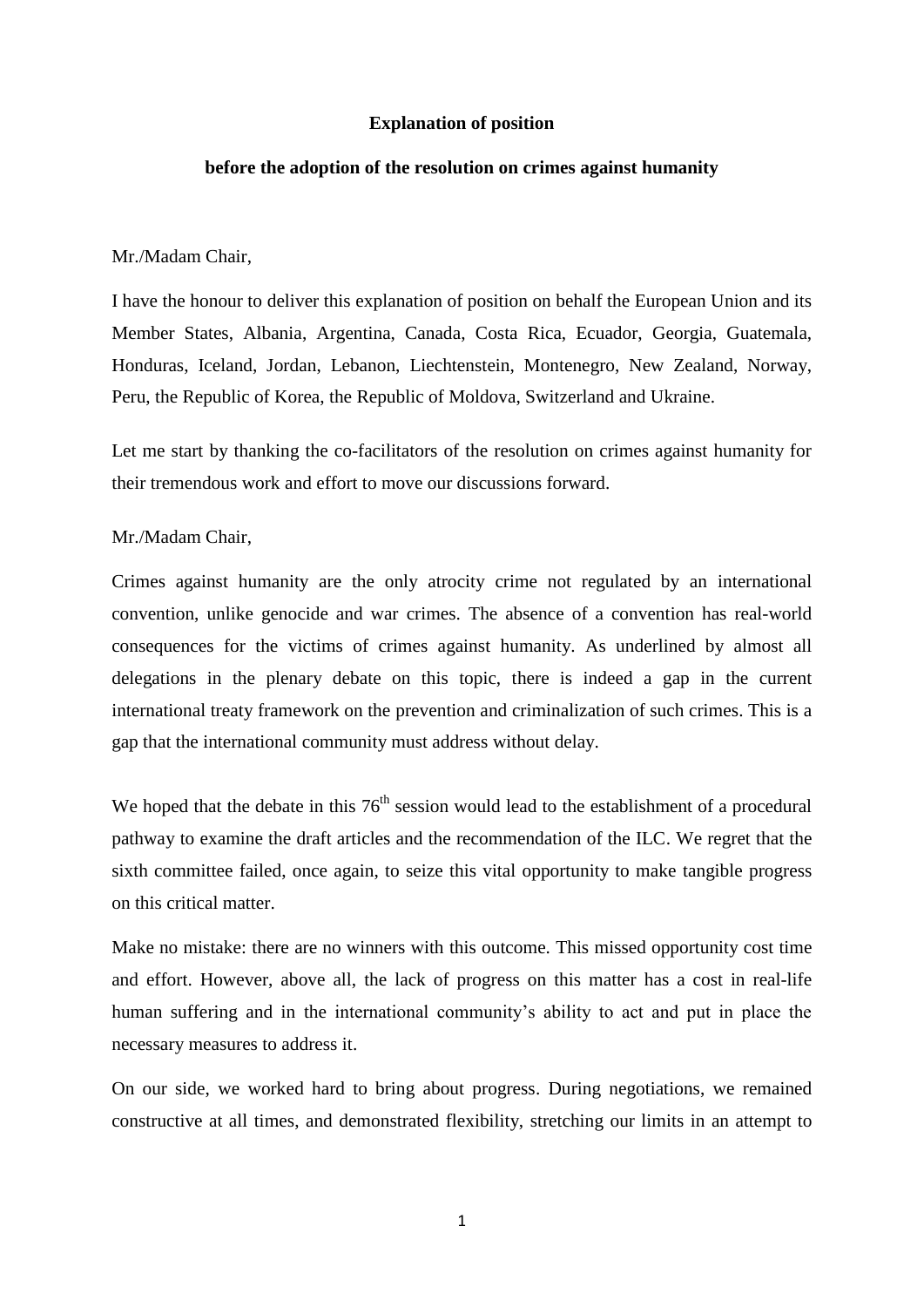**Explanation of position**

**before the adoption of the resolution on crimes against humanity**

Mr./Madam Chair,

I have the honour to deliver this explanation of position on behalf the European Union and its Member States, Albania, Argentina, Canada, Costa Rica, Ecuador, Georgia, Guatemala, Honduras, Iceland, Jordan, Lebanon, Liechtenstein, Montenegro, New Zealand, Norway, Peru, the Republic of Korea, the Republic of Moldova, Switzerland and Ukraine.

Let me start by thanking the co-facilitators of the resolution on crimes against humanity for their tremendous work and effort to move our discussions forward.

Mr./Madam Chair,

Crimes against humanity are the only atrocity crime not regulated by an international convention, unlike genocide and war crimes. The absence of a convention has real-world consequences for the victims of crimes against humanity. As underlined by almost all delegations in the plenary debate on this topic, there is indeed a gap in the current international treaty framework on the prevention and criminalization of such crimes. This is a gap that the international community must address without delay.

We hoped that the debate in this 76th session would lead to the establishment of a procedural pathway to examine the draft articles and the recommendation of the ILC. We regret that the sixth committee failed, once again, to seize this vital opportunity to make tangible progress on this critical matter.

Make no mistake: there are no winners with this outcome. This missed opportunity cost time and effort. However, above all, the lack of progress on this matter has a cost in real-life human suffering and in the international community's ability to act and put in place the necessary measures to address it.

On our side, we worked hard to bring about progress. During negotiations, we remained constructive at all times, and demonstrated flexibility, stretching our limits in an attempt to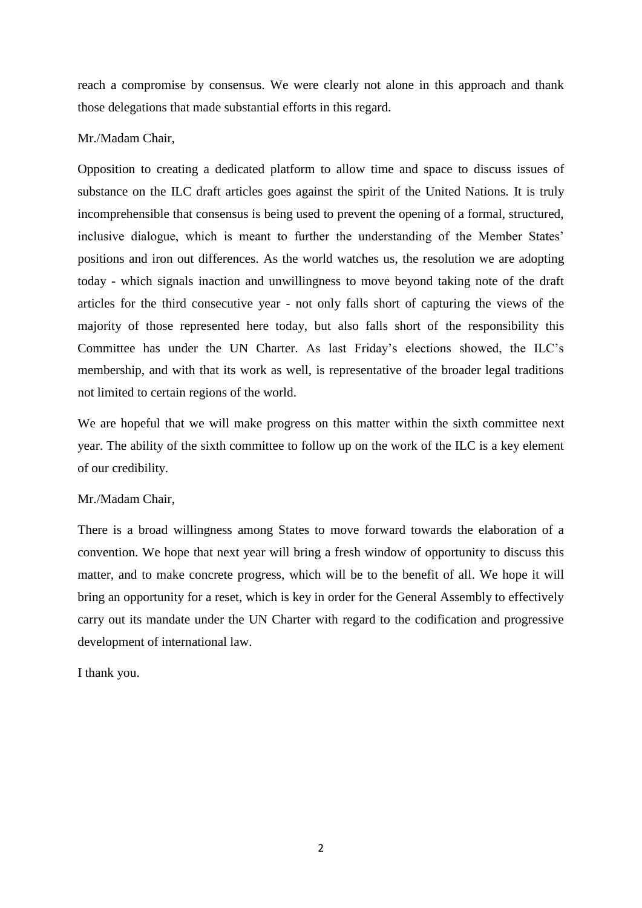reach a compromise by consensus. We were clearly not alone in this approach and thank those delegations that made substantial efforts in this regard.

Mr./Madam Chair,

Opposition to creating a dedicated platform to allow time and space to discuss issues of substance on the ILC draft articles goes against the spirit of the United Nations. It is truly incomprehensible that consensus is being used to prevent the opening of a formal, structured, inclusive dialogue, which is meant to further the understanding of the Member States' positions and iron out differences. As the world watches us, the resolution we are adopting today - which signals inaction and unwillingness to move beyond taking note of the draft articles for the third consecutive year - not only falls short of capturing the views of the majority of those represented here today, but also falls short of the responsibility this Committee has under the UN Charter. As last Friday's elections showed, the ILC's membership, and with that its work as well, is representative of the broader legal traditions not limited to certain regions of the world.

We are hopeful that we will make progress on this matter within the sixth committee next year. The ability of the sixth committee to follow up on the work of the ILC is a key element of our credibility.

Mr./Madam Chair,

There is a broad willingness among States to move forward towards the elaboration of a convention. We hope that next year will bring a fresh window of opportunity to discuss this matter, and to make concrete progress, which will be to the benefit of all. We hope it will bring an opportunity for a reset, which is key in order for the General Assembly to effectively carry out its mandate under the UN Charter with regard to the codification and progressive development of international law.

I thank you.